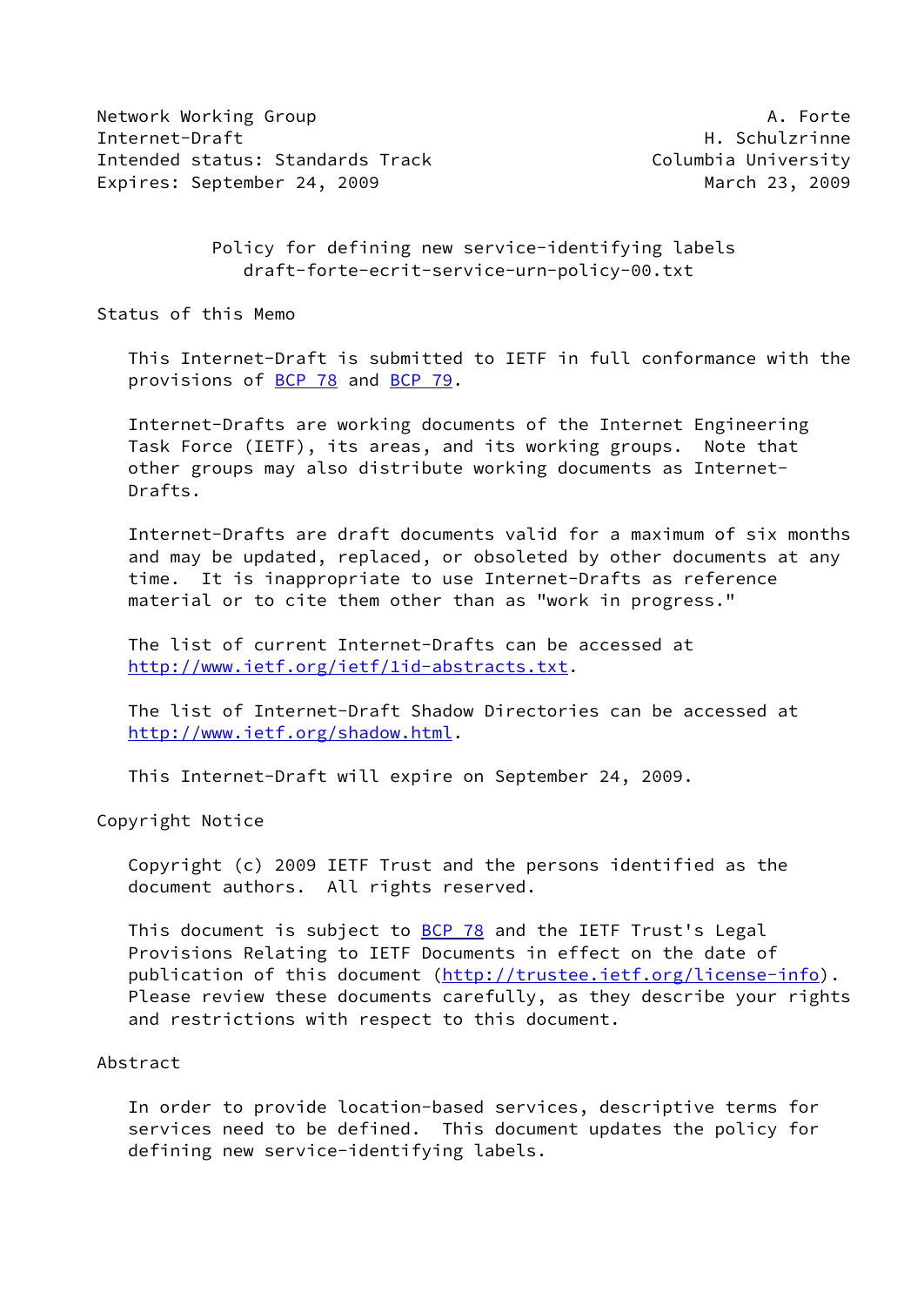Network Working Group A. Forte
Internet-Draft H. Schulzrinne
Intended status: Standards Track Columbia University
Expires: September 24, 2009 March 23, 2009

# Policy for defining new service-identifying labels
draft-forte-ecrit-service-urn-policy-00.txt

## Status of this Memo

This Internet-Draft is submitted to IETF in full conformance with the provisions of BCP 78 and BCP 79.

Internet-Drafts are working documents of the Internet Engineering Task Force (IETF), its areas, and its working groups. Note that other groups may also distribute working documents as Internet-Drafts.

Internet-Drafts are draft documents valid for a maximum of six months and may be updated, replaced, or obsoleted by other documents at any time. It is inappropriate to use Internet-Drafts as reference material or to cite them other than as "work in progress."

The list of current Internet-Drafts can be accessed at http://www.ietf.org/ietf/1id-abstracts.txt.

The list of Internet-Draft Shadow Directories can be accessed at http://www.ietf.org/shadow.html.

This Internet-Draft will expire on September 24, 2009.

## Copyright Notice

Copyright (c) 2009 IETF Trust and the persons identified as the document authors. All rights reserved.

This document is subject to BCP 78 and the IETF Trust's Legal Provisions Relating to IETF Documents in effect on the date of publication of this document (http://trustee.ietf.org/license-info). Please review these documents carefully, as they describe your rights and restrictions with respect to this document.

## Abstract

In order to provide location-based services, descriptive terms for services need to be defined. This document updates the policy for defining new service-identifying labels.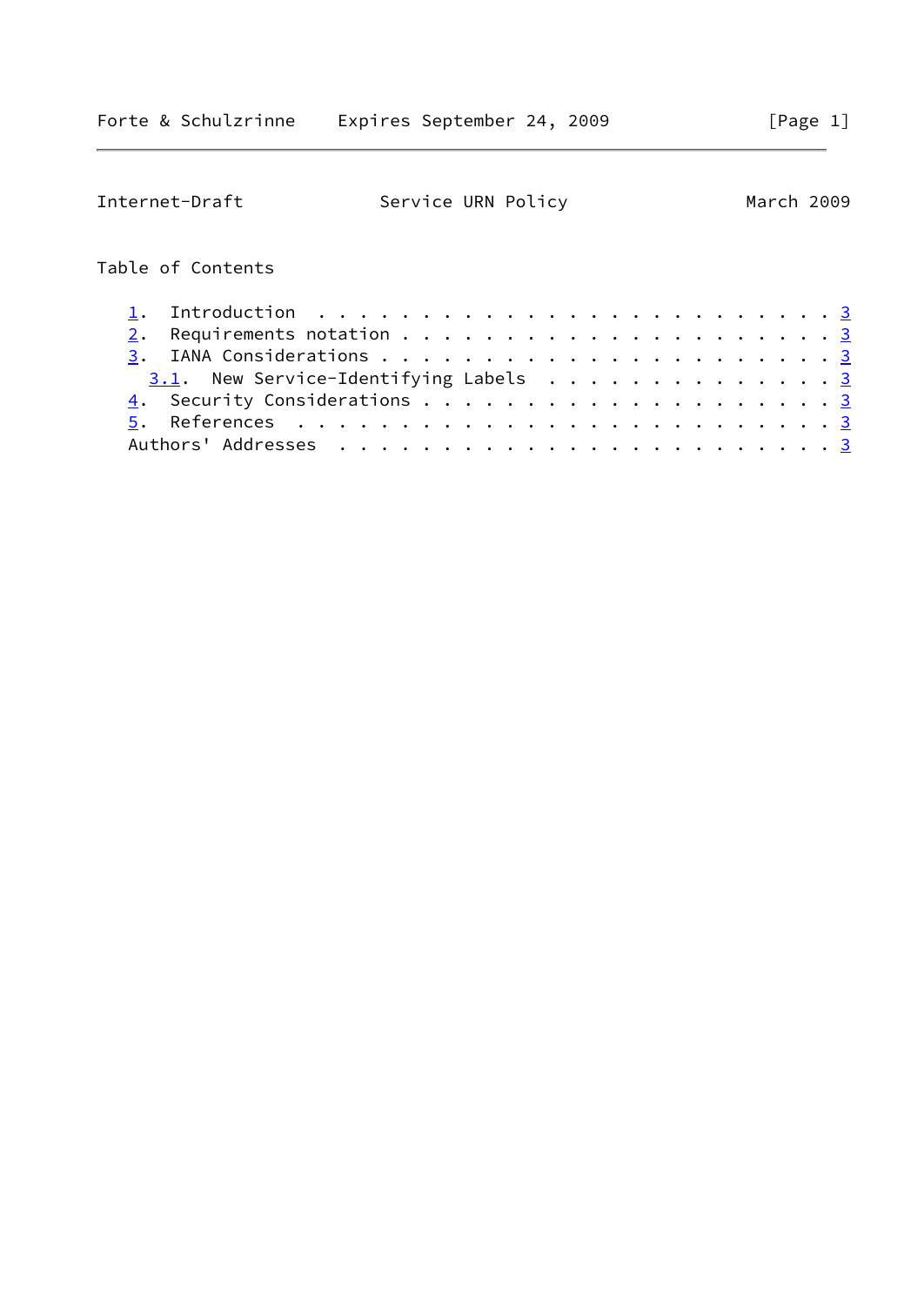## Table of Contents

1. Introduction . . . . . . . . . . . . . . . . . . . . . . . . . 3
2. Requirements notation . . . . . . . . . . . . . . . . . . . . . 3
3. IANA Considerations . . . . . . . . . . . . . . . . . . . . . . 3
   3.1. New Service-Identifying Labels . . . . . . . . . . . . . . 3
4. Security Considerations . . . . . . . . . . . . . . . . . . . . 3
5. References . . . . . . . . . . . . . . . . . . . . . . . . . . 3

Authors' Addresses . . . . . . . . . . . . . . . . . . . . . . . . 3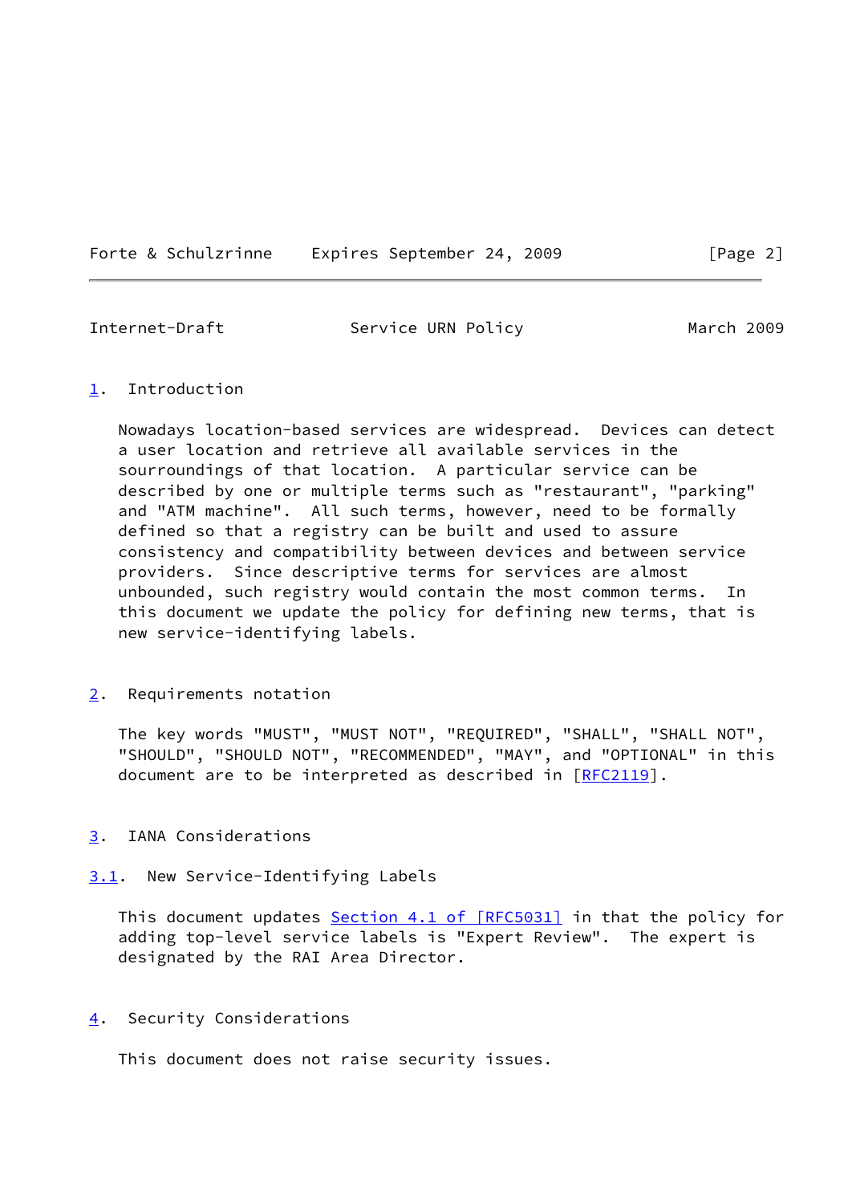# 1. Introduction

Nowadays location-based services are widespread. Devices can detect a user location and retrieve all available services in the sourroundings of that location. A particular service can be described by one or multiple terms such as "restaurant", "parking" and "ATM machine". All such terms, however, need to be formally defined so that a registry can be built and used to assure consistency and compatibility between devices and between service providers. Since descriptive terms for services are almost unbounded, such registry would contain the most common terms. In this document we update the policy for defining new terms, that is new service-identifying labels.

# 2. Requirements notation

The key words "MUST", "MUST NOT", "REQUIRED", "SHALL", "SHALL NOT", "SHOULD", "SHOULD NOT", "RECOMMENDED", "MAY", and "OPTIONAL" in this document are to be interpreted as described in [RFC2119].

# 3. IANA Considerations

## 3.1. New Service-Identifying Labels

This document updates Section 4.1 of [RFC5031] in that the policy for adding top-level service labels is "Expert Review". The expert is designated by the RAI Area Director.

# 4. Security Considerations

This document does not raise security issues.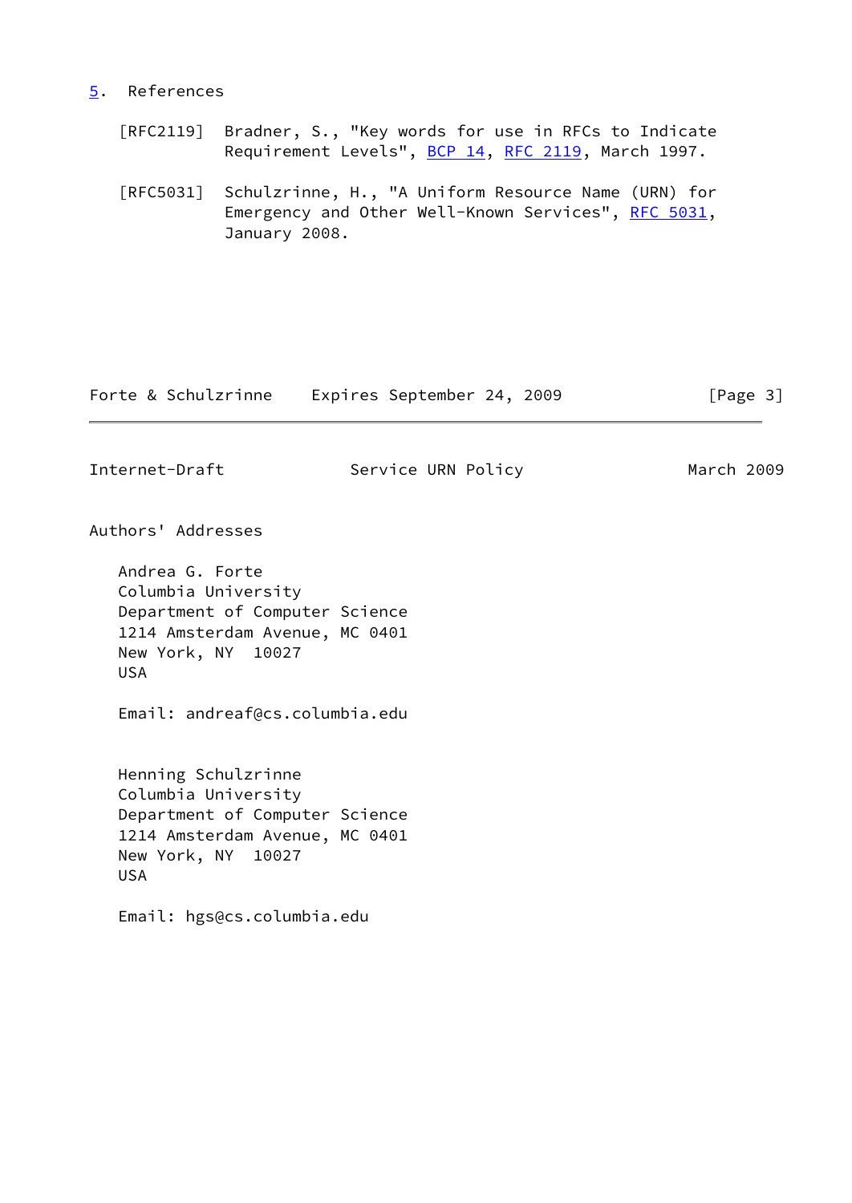## 5. References

[RFC2119] Bradner, S., "Key words for use in RFCs to Indicate Requirement Levels", BCP 14, RFC 2119, March 1997.

[RFC5031] Schulzrinne, H., "A Uniform Resource Name (URN) for Emergency and Other Well-Known Services", RFC 5031, January 2008.

## Authors' Addresses

Andrea G. Forte
Columbia University
Department of Computer Science
1214 Amsterdam Avenue, MC 0401
New York, NY 10027
USA

Email: andreaf@cs.columbia.edu

Henning Schulzrinne
Columbia University
Department of Computer Science
1214 Amsterdam Avenue, MC 0401
New York, NY 10027
USA

Email: hgs@cs.columbia.edu